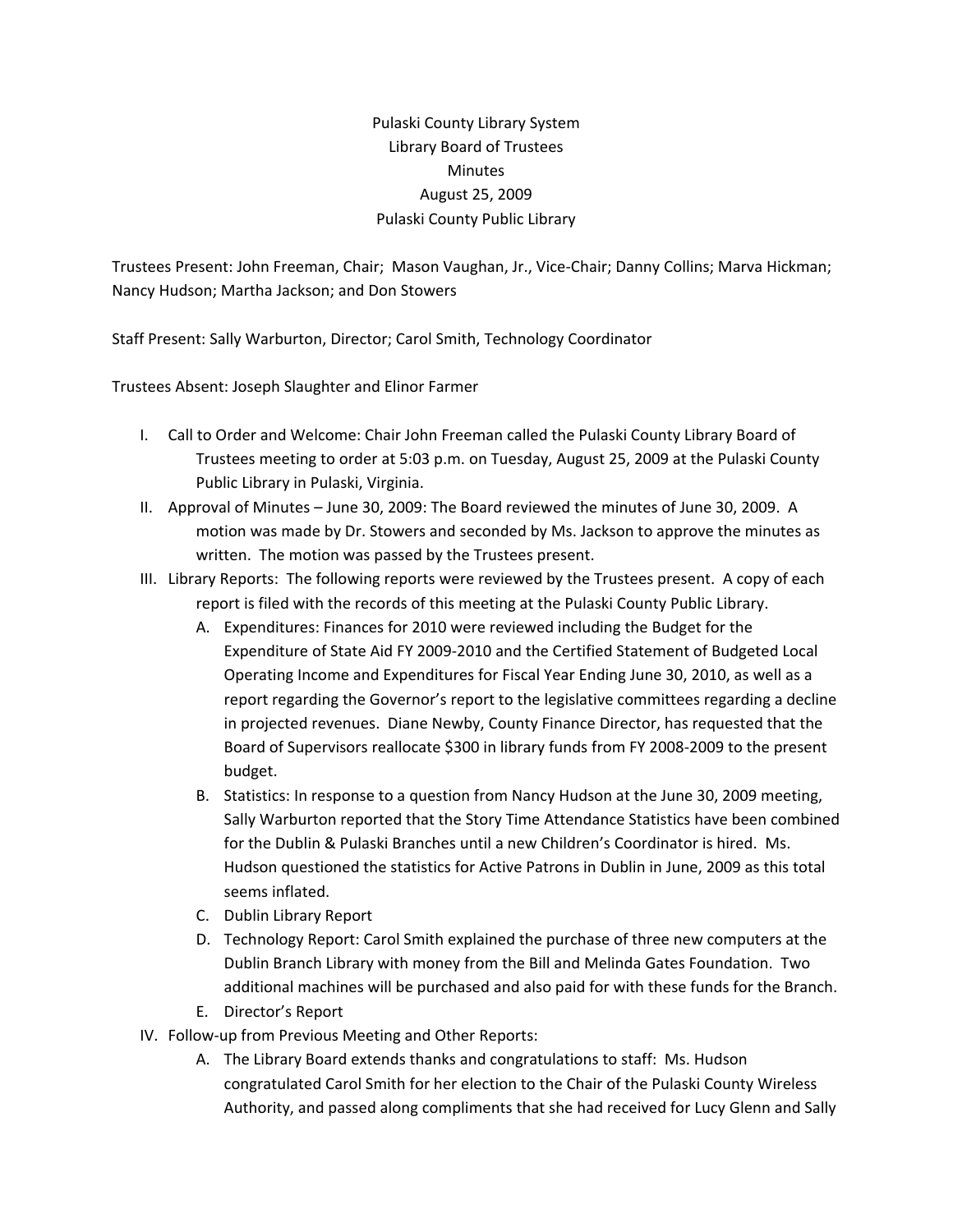Pulaski County Library System
Library Board of Trustees
Minutes
August 25, 2009
Pulaski County Public Library

Trustees Present: John Freeman, Chair; Mason Vaughan, Jr., Vice-Chair; Danny Collins; Marva Hickman; Nancy Hudson; Martha Jackson; and Don Stowers

Staff Present: Sally Warburton, Director; Carol Smith, Technology Coordinator

Trustees Absent: Joseph Slaughter and Elinor Farmer

I. Call to Order and Welcome: Chair John Freeman called the Pulaski County Library Board of Trustees meeting to order at 5:03 p.m. on Tuesday, August 25, 2009 at the Pulaski County Public Library in Pulaski, Virginia.
II. Approval of Minutes – June 30, 2009: The Board reviewed the minutes of June 30, 2009. A motion was made by Dr. Stowers and seconded by Ms. Jackson to approve the minutes as written. The motion was passed by the Trustees present.
III. Library Reports: The following reports were reviewed by the Trustees present. A copy of each report is filed with the records of this meeting at the Pulaski County Public Library.
    A. Expenditures: Finances for 2010 were reviewed including the Budget for the Expenditure of State Aid FY 2009-2010 and the Certified Statement of Budgeted Local Operating Income and Expenditures for Fiscal Year Ending June 30, 2010, as well as a report regarding the Governor's report to the legislative committees regarding a decline in projected revenues. Diane Newby, County Finance Director, has requested that the Board of Supervisors reallocate $300 in library funds from FY 2008-2009 to the present budget.
    B. Statistics: In response to a question from Nancy Hudson at the June 30, 2009 meeting, Sally Warburton reported that the Story Time Attendance Statistics have been combined for the Dublin & Pulaski Branches until a new Children's Coordinator is hired. Ms. Hudson questioned the statistics for Active Patrons in Dublin in June, 2009 as this total seems inflated.
    C. Dublin Library Report
    D. Technology Report: Carol Smith explained the purchase of three new computers at the Dublin Branch Library with money from the Bill and Melinda Gates Foundation. Two additional machines will be purchased and also paid for with these funds for the Branch.
    E. Director's Report
IV. Follow-up from Previous Meeting and Other Reports:
    A. The Library Board extends thanks and congratulations to staff: Ms. Hudson congratulated Carol Smith for her election to the Chair of the Pulaski County Wireless Authority, and passed along compliments that she had received for Lucy Glenn and Sally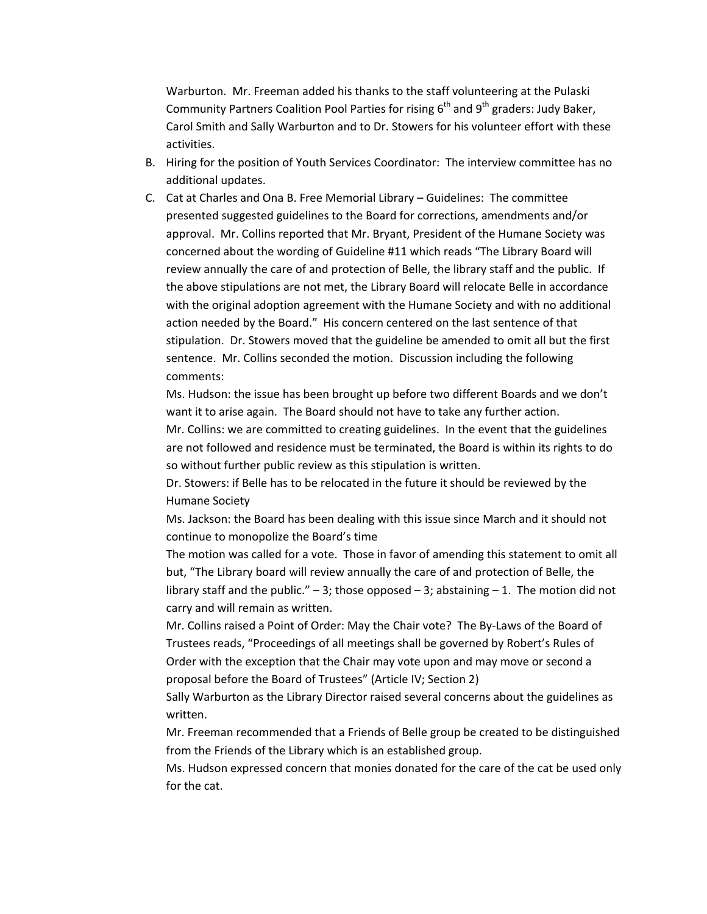Warburton. Mr. Freeman added his thanks to the staff volunteering at the Pulaski Community Partners Coalition Pool Parties for rising 6th and 9th graders: Judy Baker, Carol Smith and Sally Warburton and to Dr. Stowers for his volunteer effort with these activities.

B. Hiring for the position of Youth Services Coordinator: The interview committee has no additional updates.

C. Cat at Charles and Ona B. Free Memorial Library – Guidelines: The committee presented suggested guidelines to the Board for corrections, amendments and/or approval. Mr. Collins reported that Mr. Bryant, President of the Humane Society was concerned about the wording of Guideline #11 which reads "The Library Board will review annually the care of and protection of Belle, the library staff and the public. If the above stipulations are not met, the Library Board will relocate Belle in accordance with the original adoption agreement with the Humane Society and with no additional action needed by the Board." His concern centered on the last sentence of that stipulation. Dr. Stowers moved that the guideline be amended to omit all but the first sentence. Mr. Collins seconded the motion. Discussion including the following comments:

   Ms. Hudson: the issue has been brought up before two different Boards and we don't want it to arise again. The Board should not have to take any further action.

   Mr. Collins: we are committed to creating guidelines. In the event that the guidelines are not followed and residence must be terminated, the Board is within its rights to do so without further public review as this stipulation is written.

   Dr. Stowers: if Belle has to be relocated in the future it should be reviewed by the Humane Society

   Ms. Jackson: the Board has been dealing with this issue since March and it should not continue to monopolize the Board's time

   The motion was called for a vote. Those in favor of amending this statement to omit all but, "The Library board will review annually the care of and protection of Belle, the library staff and the public." – 3; those opposed – 3; abstaining – 1. The motion did not carry and will remain as written.

   Mr. Collins raised a Point of Order: May the Chair vote? The By-Laws of the Board of Trustees reads, "Proceedings of all meetings shall be governed by Robert's Rules of Order with the exception that the Chair may vote upon and may move or second a proposal before the Board of Trustees" (Article IV; Section 2)

   Sally Warburton as the Library Director raised several concerns about the guidelines as written.

   Mr. Freeman recommended that a Friends of Belle group be created to be distinguished from the Friends of the Library which is an established group.

   Ms. Hudson expressed concern that monies donated for the care of the cat be used only for the cat.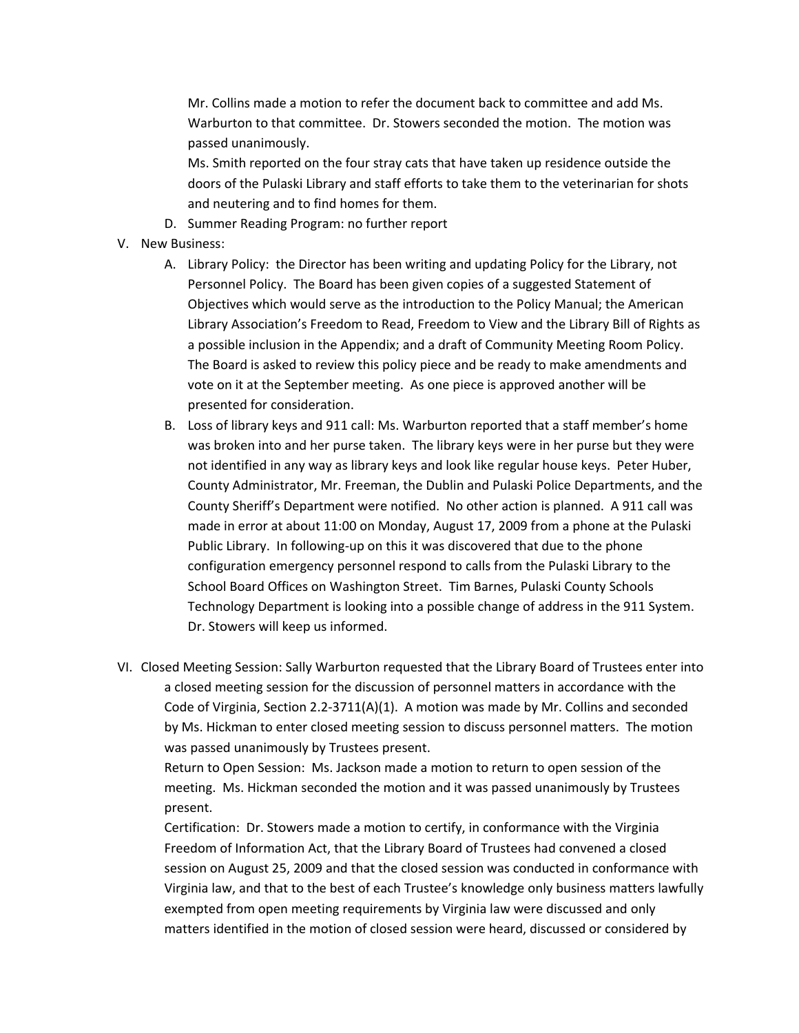Mr. Collins made a motion to refer the document back to committee and add Ms. Warburton to that committee. Dr. Stowers seconded the motion. The motion was passed unanimously.

Ms. Smith reported on the four stray cats that have taken up residence outside the doors of the Pulaski Library and staff efforts to take them to the veterinarian for shots and neutering and to find homes for them.

D. Summer Reading Program: no further report

V. New Business:

A. Library Policy: the Director has been writing and updating Policy for the Library, not Personnel Policy. The Board has been given copies of a suggested Statement of Objectives which would serve as the introduction to the Policy Manual; the American Library Association's Freedom to Read, Freedom to View and the Library Bill of Rights as a possible inclusion in the Appendix; and a draft of Community Meeting Room Policy. The Board is asked to review this policy piece and be ready to make amendments and vote on it at the September meeting. As one piece is approved another will be presented for consideration.

B. Loss of library keys and 911 call: Ms. Warburton reported that a staff member's home was broken into and her purse taken. The library keys were in her purse but they were not identified in any way as library keys and look like regular house keys. Peter Huber, County Administrator, Mr. Freeman, the Dublin and Pulaski Police Departments, and the County Sheriff's Department were notified. No other action is planned. A 911 call was made in error at about 11:00 on Monday, August 17, 2009 from a phone at the Pulaski Public Library. In following-up on this it was discovered that due to the phone configuration emergency personnel respond to calls from the Pulaski Library to the School Board Offices on Washington Street. Tim Barnes, Pulaski County Schools Technology Department is looking into a possible change of address in the 911 System. Dr. Stowers will keep us informed.

VI. Closed Meeting Session: Sally Warburton requested that the Library Board of Trustees enter into a closed meeting session for the discussion of personnel matters in accordance with the Code of Virginia, Section 2.2-3711(A)(1). A motion was made by Mr. Collins and seconded by Ms. Hickman to enter closed meeting session to discuss personnel matters. The motion was passed unanimously by Trustees present.

Return to Open Session: Ms. Jackson made a motion to return to open session of the meeting. Ms. Hickman seconded the motion and it was passed unanimously by Trustees present.

Certification: Dr. Stowers made a motion to certify, in conformance with the Virginia Freedom of Information Act, that the Library Board of Trustees had convened a closed session on August 25, 2009 and that the closed session was conducted in conformance with Virginia law, and that to the best of each Trustee's knowledge only business matters lawfully exempted from open meeting requirements by Virginia law were discussed and only matters identified in the motion of closed session were heard, discussed or considered by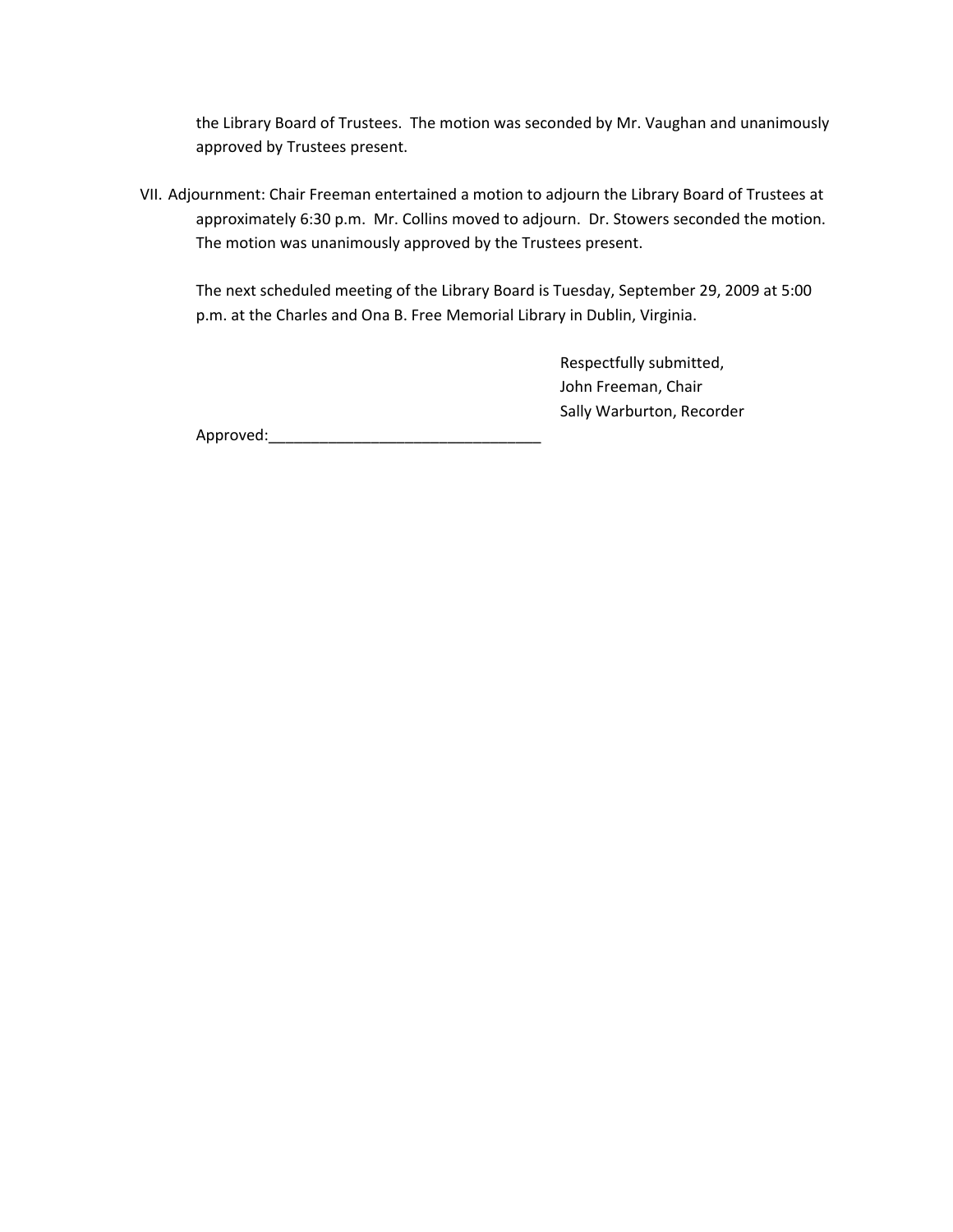the Library Board of Trustees. The motion was seconded by Mr. Vaughan and unanimously approved by Trustees present.

VII. Adjournment: Chair Freeman entertained a motion to adjourn the Library Board of Trustees at approximately 6:30 p.m. Mr. Collins moved to adjourn. Dr. Stowers seconded the motion. The motion was unanimously approved by the Trustees present.

The next scheduled meeting of the Library Board is Tuesday, September 29, 2009 at 5:00 p.m. at the Charles and Ona B. Free Memorial Library in Dublin, Virginia.

Respectfully submitted,
John Freeman, Chair
Sally Warburton, Recorder

Approved:________________________________